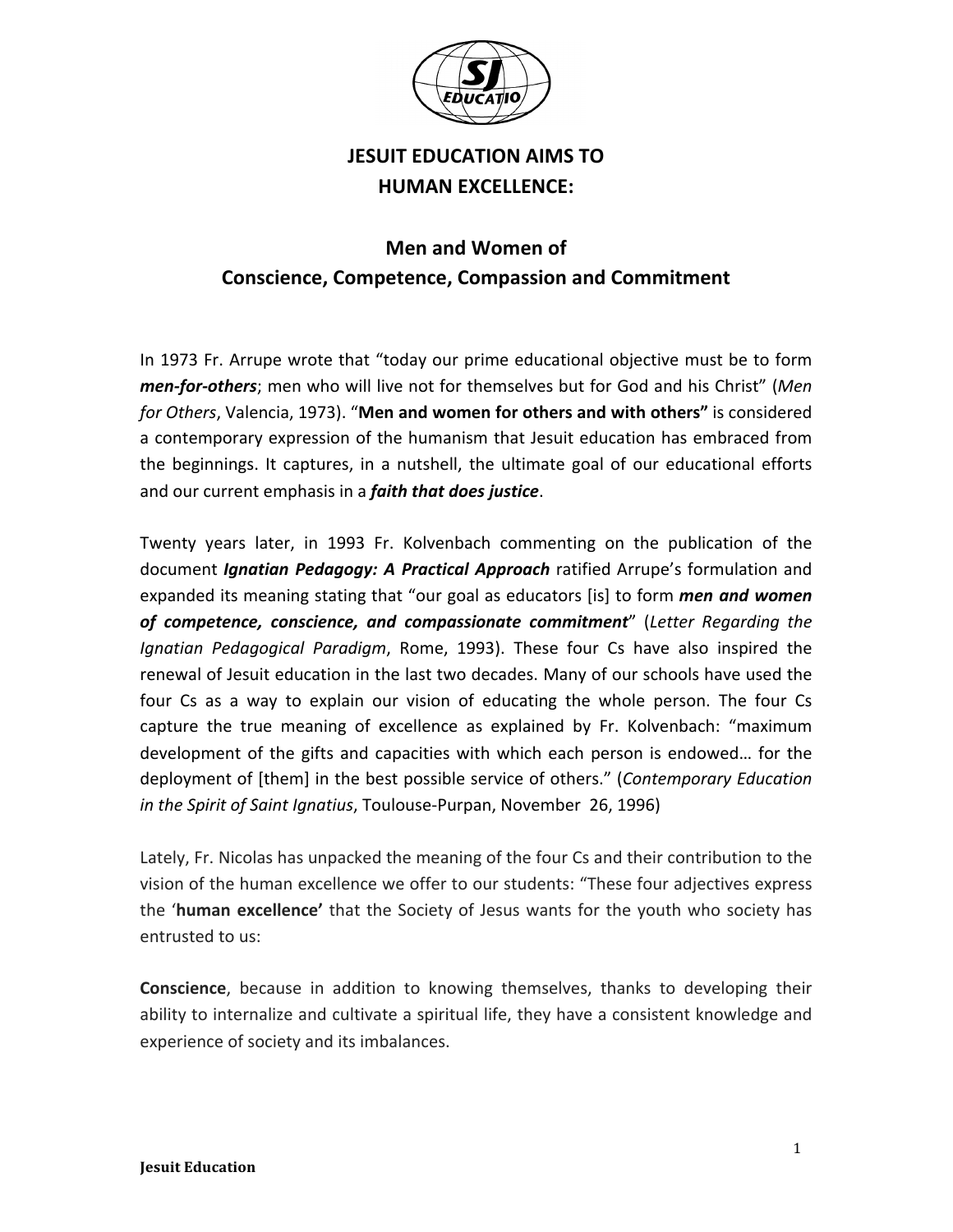# JESUIT EDUCATION AIMS TO HUMAN EXCELLENCE:

## Men and Women of Conscience, Competence, Compassion and Commitment

In 1973 Fr. Arrupe wrote that "today our prime educational objective must be to form ***men-for-others***; men who will live not for themselves but for God and his Christ" (*Men for Others*, Valencia, 1973). "**Men and women for others and with others"** is considered a contemporary expression of the humanism that Jesuit education has embraced from the beginnings. It captures, in a nutshell, the ultimate goal of our educational efforts and our current emphasis in a ***faith that does justice***.

Twenty years later, in 1993 Fr. Kolvenbach commenting on the publication of the document ***Ignatian Pedagogy: A Practical Approach*** ratified Arrupe's formulation and expanded its meaning stating that "our goal as educators [is] to form ***men and women of competence, conscience, and compassionate commitment***" (*Letter Regarding the Ignatian Pedagogical Paradigm*, Rome, 1993). These four Cs have also inspired the renewal of Jesuit education in the last two decades. Many of our schools have used the four Cs as a way to explain our vision of educating the whole person. The four Cs capture the true meaning of excellence as explained by Fr. Kolvenbach: "maximum development of the gifts and capacities with which each person is endowed… for the deployment of [them] in the best possible service of others." (*Contemporary Education in the Spirit of Saint Ignatius*, Toulouse-Purpan, November 26, 1996)

Lately, Fr. Nicolas has unpacked the meaning of the four Cs and their contribution to the vision of the human excellence we offer to our students: "These four adjectives express the '**human excellence'** that the Society of Jesus wants for the youth who society has entrusted to us:

**Conscience**, because in addition to knowing themselves, thanks to developing their ability to internalize and cultivate a spiritual life, they have a consistent knowledge and experience of society and its imbalances.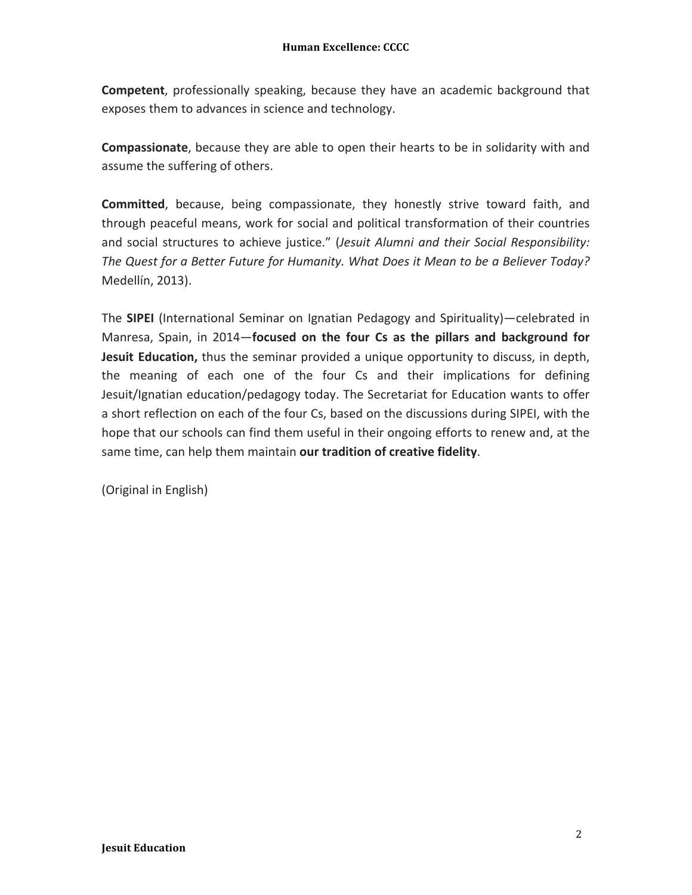**Competent**, professionally speaking, because they have an academic background that exposes them to advances in science and technology.

**Compassionate**, because they are able to open their hearts to be in solidarity with and assume the suffering of others.

**Committed**, because, being compassionate, they honestly strive toward faith, and through peaceful means, work for social and political transformation of their countries and social structures to achieve justice." (*Jesuit Alumni and their Social Responsibility: The Quest for a Better Future for Humanity. What Does it Mean to be a Believer Today?* Medellín, 2013).

The **SIPEI** (International Seminar on Ignatian Pedagogy and Spirituality)—celebrated in Manresa, Spain, in 2014—**focused on the four Cs as the pillars and background for Jesuit Education,** thus the seminar provided a unique opportunity to discuss, in depth, the meaning of each one of the four Cs and their implications for defining Jesuit/Ignatian education/pedagogy today. The Secretariat for Education wants to offer a short reflection on each of the four Cs, based on the discussions during SIPEI, with the hope that our schools can find them useful in their ongoing efforts to renew and, at the same time, can help them maintain **our tradition of creative fidelity**.

(Original in English)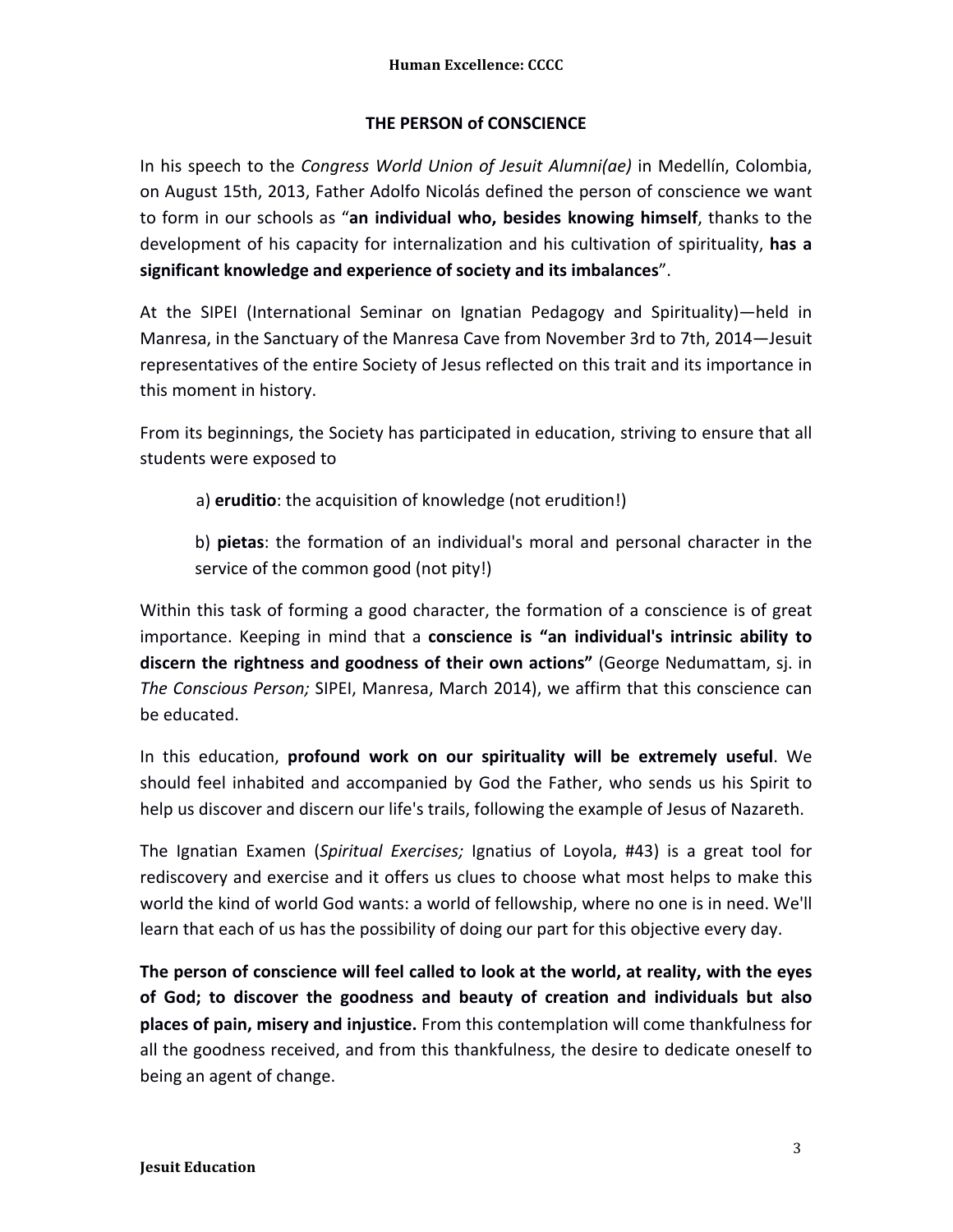## THE PERSON of CONSCIENCE

In his speech to the *Congress World Union of Jesuit Alumni(ae)* in Medellín, Colombia, on August 15th, 2013, Father Adolfo Nicolás defined the person of conscience we want to form in our schools as "**an individual who, besides knowing himself**, thanks to the development of his capacity for internalization and his cultivation of spirituality, **has a significant knowledge and experience of society and its imbalances**".

At the SIPEI (International Seminar on Ignatian Pedagogy and Spirituality)—held in Manresa, in the Sanctuary of the Manresa Cave from November 3rd to 7th, 2014—Jesuit representatives of the entire Society of Jesus reflected on this trait and its importance in this moment in history.

From its beginnings, the Society has participated in education, striving to ensure that all students were exposed to

a) **eruditio**: the acquisition of knowledge (not erudition!)

b) **pietas**: the formation of an individual's moral and personal character in the service of the common good (not pity!)

Within this task of forming a good character, the formation of a conscience is of great importance. Keeping in mind that a **conscience is "an individual's intrinsic ability to discern the rightness and goodness of their own actions"** (George Nedumattam, sj. in *The Conscious Person;* SIPEI, Manresa, March 2014), we affirm that this conscience can be educated.

In this education, **profound work on our spirituality will be extremely useful**. We should feel inhabited and accompanied by God the Father, who sends us his Spirit to help us discover and discern our life's trails, following the example of Jesus of Nazareth.

The Ignatian Examen (*Spiritual Exercises;* Ignatius of Loyola, #43) is a great tool for rediscovery and exercise and it offers us clues to choose what most helps to make this world the kind of world God wants: a world of fellowship, where no one is in need. We'll learn that each of us has the possibility of doing our part for this objective every day.

**The person of conscience will feel called to look at the world, at reality, with the eyes of God; to discover the goodness and beauty of creation and individuals but also places of pain, misery and injustice.** From this contemplation will come thankfulness for all the goodness received, and from this thankfulness, the desire to dedicate oneself to being an agent of change.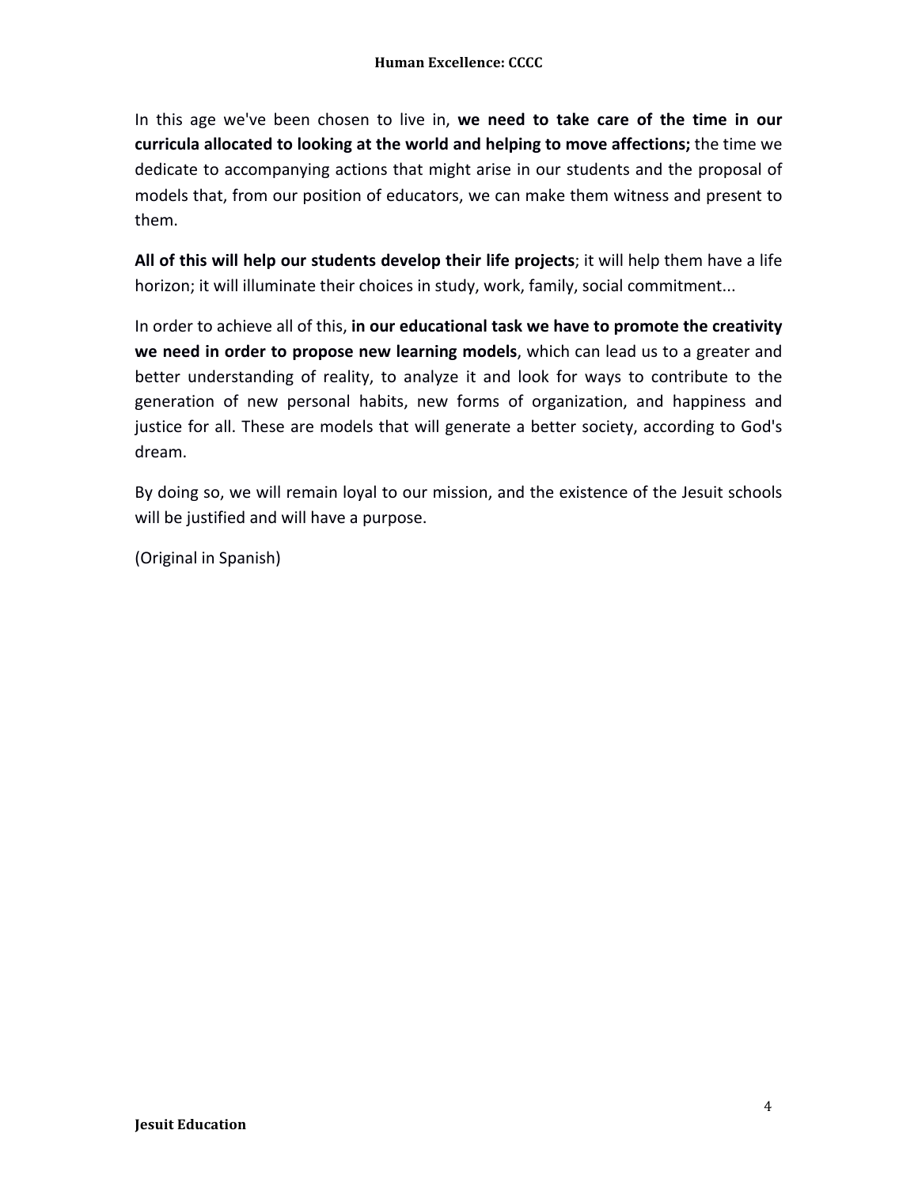In this age we've been chosen to live in, **we need to take care of the time in our curricula allocated to looking at the world and helping to move affections;** the time we dedicate to accompanying actions that might arise in our students and the proposal of models that, from our position of educators, we can make them witness and present to them.

**All of this will help our students develop their life projects**; it will help them have a life horizon; it will illuminate their choices in study, work, family, social commitment...

In order to achieve all of this, **in our educational task we have to promote the creativity we need in order to propose new learning models**, which can lead us to a greater and better understanding of reality, to analyze it and look for ways to contribute to the generation of new personal habits, new forms of organization, and happiness and justice for all. These are models that will generate a better society, according to God's dream.

By doing so, we will remain loyal to our mission, and the existence of the Jesuit schools will be justified and will have a purpose.

(Original in Spanish)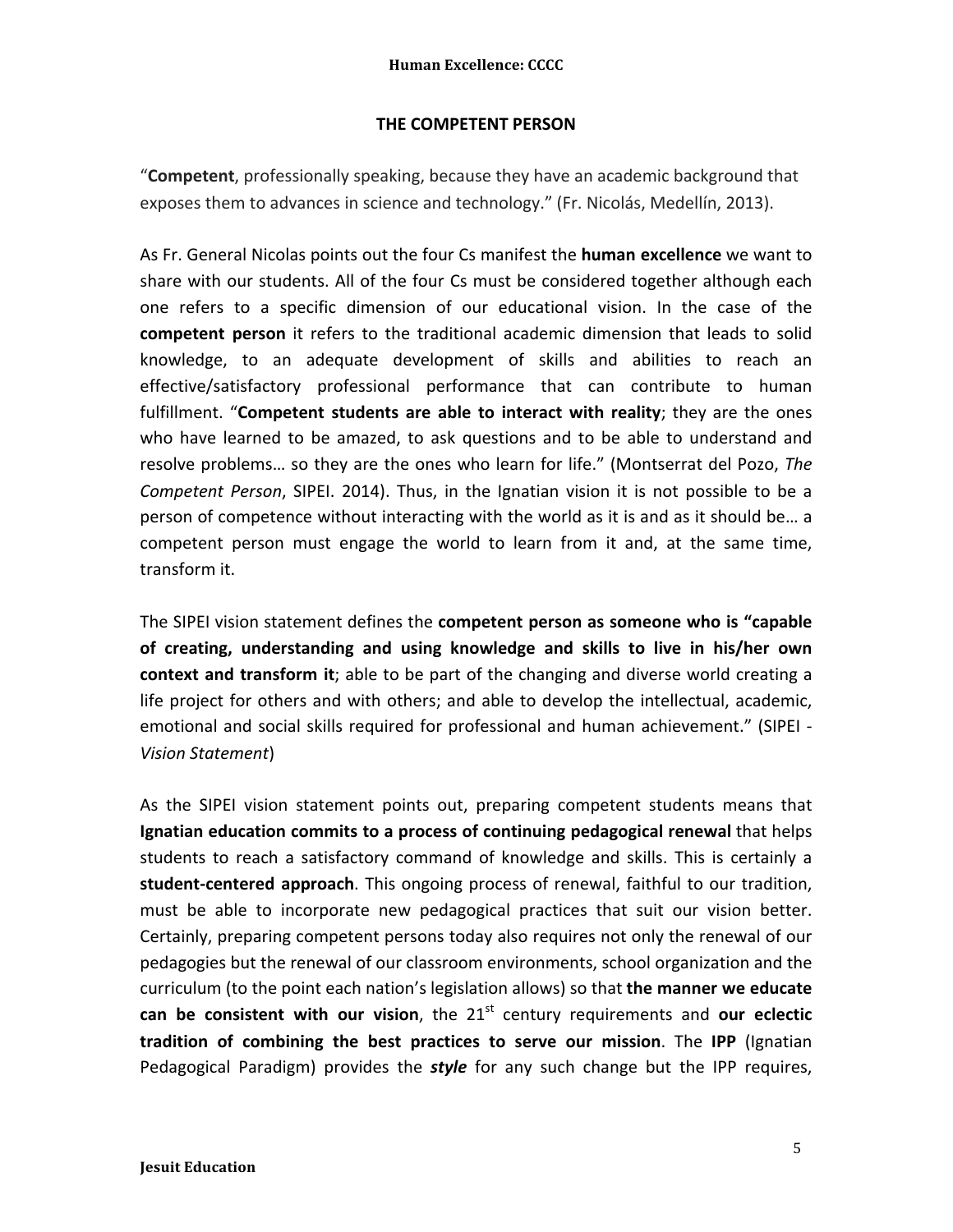## THE COMPETENT PERSON

"**Competent**, professionally speaking, because they have an academic background that exposes them to advances in science and technology." (Fr. Nicolás, Medellín, 2013).

As Fr. General Nicolas points out the four Cs manifest the **human excellence** we want to share with our students. All of the four Cs must be considered together although each one refers to a specific dimension of our educational vision. In the case of the **competent person** it refers to the traditional academic dimension that leads to solid knowledge, to an adequate development of skills and abilities to reach an effective/satisfactory professional performance that can contribute to human fulfillment. "**Competent students are able to interact with reality**; they are the ones who have learned to be amazed, to ask questions and to be able to understand and resolve problems… so they are the ones who learn for life." (Montserrat del Pozo, *The Competent Person*, SIPEI. 2014). Thus, in the Ignatian vision it is not possible to be a person of competence without interacting with the world as it is and as it should be… a competent person must engage the world to learn from it and, at the same time, transform it.

The SIPEI vision statement defines the **competent person as someone who is "capable of creating, understanding and using knowledge and skills to live in his/her own context and transform it**; able to be part of the changing and diverse world creating a life project for others and with others; and able to develop the intellectual, academic, emotional and social skills required for professional and human achievement." (SIPEI - *Vision Statement*)

As the SIPEI vision statement points out, preparing competent students means that **Ignatian education commits to a process of continuing pedagogical renewal** that helps students to reach a satisfactory command of knowledge and skills. This is certainly a **student-centered approach**. This ongoing process of renewal, faithful to our tradition, must be able to incorporate new pedagogical practices that suit our vision better. Certainly, preparing competent persons today also requires not only the renewal of our pedagogies but the renewal of our classroom environments, school organization and the curriculum (to the point each nation's legislation allows) so that **the manner we educate can be consistent with our vision**, the 21st century requirements and **our eclectic tradition of combining the best practices to serve our mission**. The **IPP** (Ignatian Pedagogical Paradigm) provides the ***style*** for any such change but the IPP requires,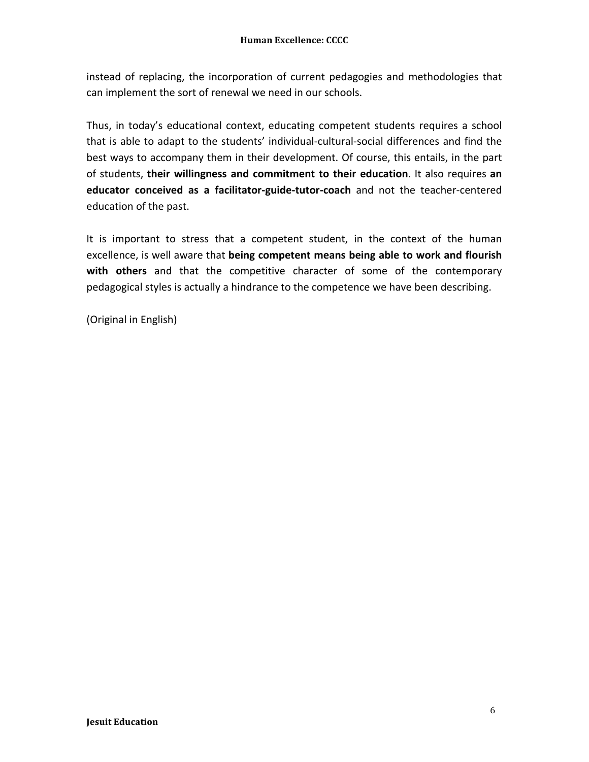instead of replacing, the incorporation of current pedagogies and methodologies that can implement the sort of renewal we need in our schools.

Thus, in today's educational context, educating competent students requires a school that is able to adapt to the students' individual-cultural-social differences and find the best ways to accompany them in their development. Of course, this entails, in the part of students, **their willingness and commitment to their education**. It also requires **an educator conceived as a facilitator-guide-tutor-coach** and not the teacher-centered education of the past.

It is important to stress that a competent student, in the context of the human excellence, is well aware that **being competent means being able to work and flourish with others** and that the competitive character of some of the contemporary pedagogical styles is actually a hindrance to the competence we have been describing.

(Original in English)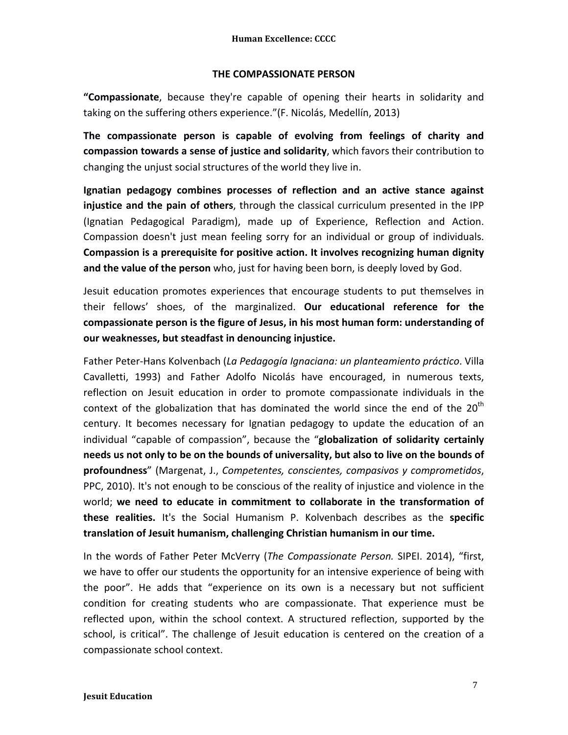## THE COMPASSIONATE PERSON

**"Compassionate**, because they're capable of opening their hearts in solidarity and taking on the suffering others experience."(F. Nicolás, Medellín, 2013)

**The compassionate person is capable of evolving from feelings of charity and compassion towards a sense of justice and solidarity**, which favors their contribution to changing the unjust social structures of the world they live in.

**Ignatian pedagogy combines processes of reflection and an active stance against injustice and the pain of others**, through the classical curriculum presented in the IPP (Ignatian Pedagogical Paradigm), made up of Experience, Reflection and Action. Compassion doesn't just mean feeling sorry for an individual or group of individuals. **Compassion is a prerequisite for positive action. It involves recognizing human dignity and the value of the person** who, just for having been born, is deeply loved by God.

Jesuit education promotes experiences that encourage students to put themselves in their fellows' shoes, of the marginalized. **Our educational reference for the compassionate person is the figure of Jesus, in his most human form: understanding of our weaknesses, but steadfast in denouncing injustice.**

Father Peter-Hans Kolvenbach (*La Pedagogía Ignaciana: un planteamiento práctico*. Villa Cavalletti, 1993) and Father Adolfo Nicolás have encouraged, in numerous texts, reflection on Jesuit education in order to promote compassionate individuals in the context of the globalization that has dominated the world since the end of the 20th century. It becomes necessary for Ignatian pedagogy to update the education of an individual "capable of compassion", because the "**globalization of solidarity certainly needs us not only to be on the bounds of universality, but also to live on the bounds of profoundness**" (Margenat, J., *Competentes, conscientes, compasivos y comprometidos*, PPC, 2010). It's not enough to be conscious of the reality of injustice and violence in the world; **we need to educate in commitment to collaborate in the transformation of these realities.** It's the Social Humanism P. Kolvenbach describes as the **specific translation of Jesuit humanism, challenging Christian humanism in our time.**

In the words of Father Peter McVerry (*The Compassionate Person.* SIPEI. 2014), "first, we have to offer our students the opportunity for an intensive experience of being with the poor". He adds that "experience on its own is a necessary but not sufficient condition for creating students who are compassionate. That experience must be reflected upon, within the school context. A structured reflection, supported by the school, is critical". The challenge of Jesuit education is centered on the creation of a compassionate school context.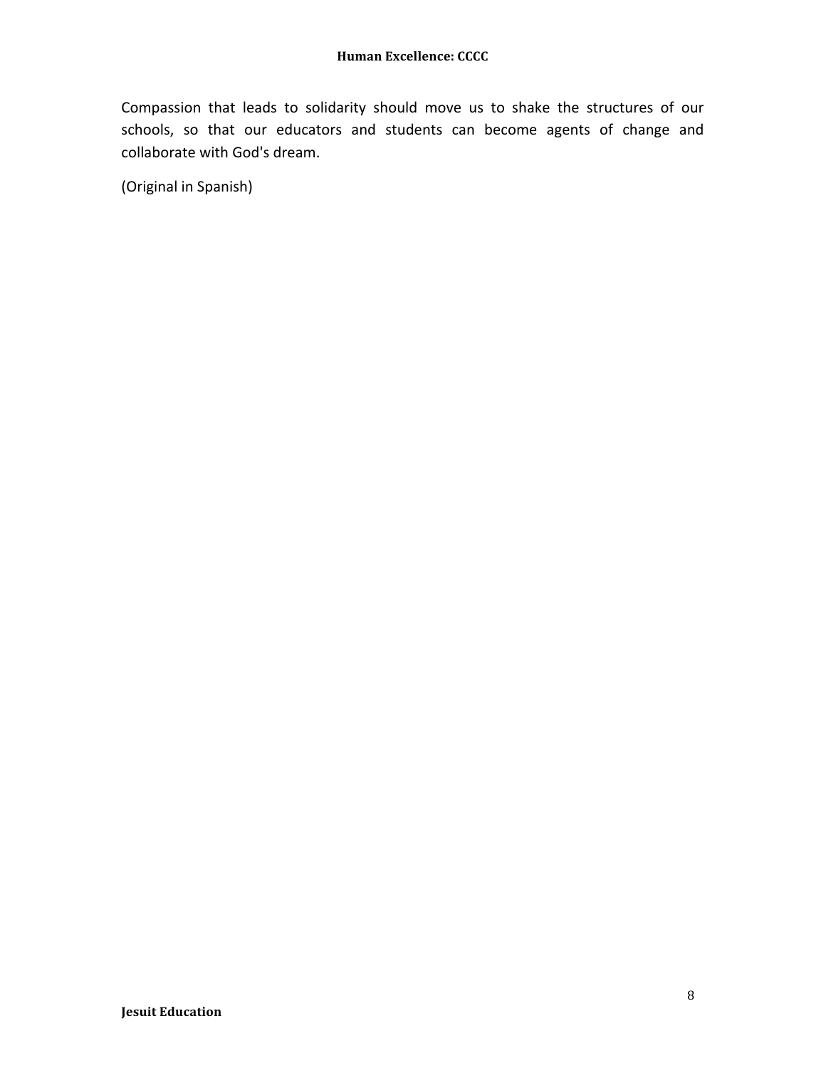Compassion that leads to solidarity should move us to shake the structures of our schools, so that our educators and students can become agents of change and collaborate with God's dream.

(Original in Spanish)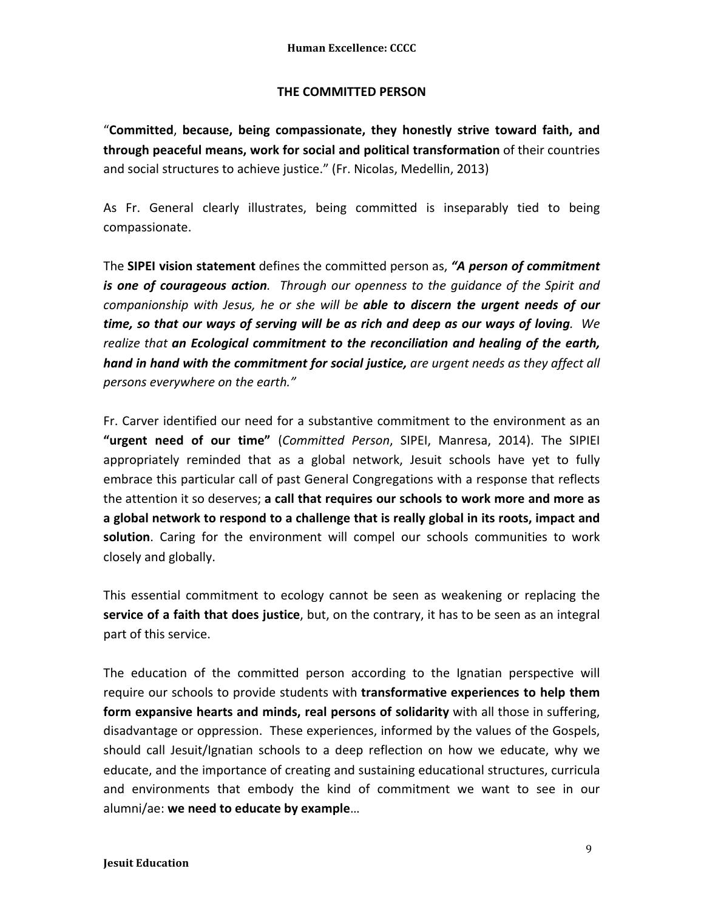## THE COMMITTED PERSON

"**Committed**, **because, being compassionate, they honestly strive toward faith, and through peaceful means, work for social and political transformation** of their countries and social structures to achieve justice." (Fr. Nicolas, Medellin, 2013)

As Fr. General clearly illustrates, being committed is inseparably tied to being compassionate.

The **SIPEI vision statement** defines the committed person as, ***"A person of commitment is one of courageous action**. Through our openness to the guidance of the Spirit and companionship with Jesus, he or she will be **able to discern the urgent needs of our time, so that our ways of serving will be as rich and deep as our ways of loving**. We realize that **an Ecological commitment to the reconciliation and healing of the earth, hand in hand with the commitment for social justice,** are urgent needs as they affect all persons everywhere on the earth."*

Fr. Carver identified our need for a substantive commitment to the environment as an **"urgent need of our time"** (*Committed Person*, SIPEI, Manresa, 2014). The SIPIEI appropriately reminded that as a global network, Jesuit schools have yet to fully embrace this particular call of past General Congregations with a response that reflects the attention it so deserves; **a call that requires our schools to work more and more as a global network to respond to a challenge that is really global in its roots, impact and solution**. Caring for the environment will compel our schools communities to work closely and globally.

This essential commitment to ecology cannot be seen as weakening or replacing the **service of a faith that does justice**, but, on the contrary, it has to be seen as an integral part of this service.

The education of the committed person according to the Ignatian perspective will require our schools to provide students with **transformative experiences to help them form expansive hearts and minds, real persons of solidarity** with all those in suffering, disadvantage or oppression. These experiences, informed by the values of the Gospels, should call Jesuit/Ignatian schools to a deep reflection on how we educate, why we educate, and the importance of creating and sustaining educational structures, curricula and environments that embody the kind of commitment we want to see in our alumni/ae: **we need to educate by example**…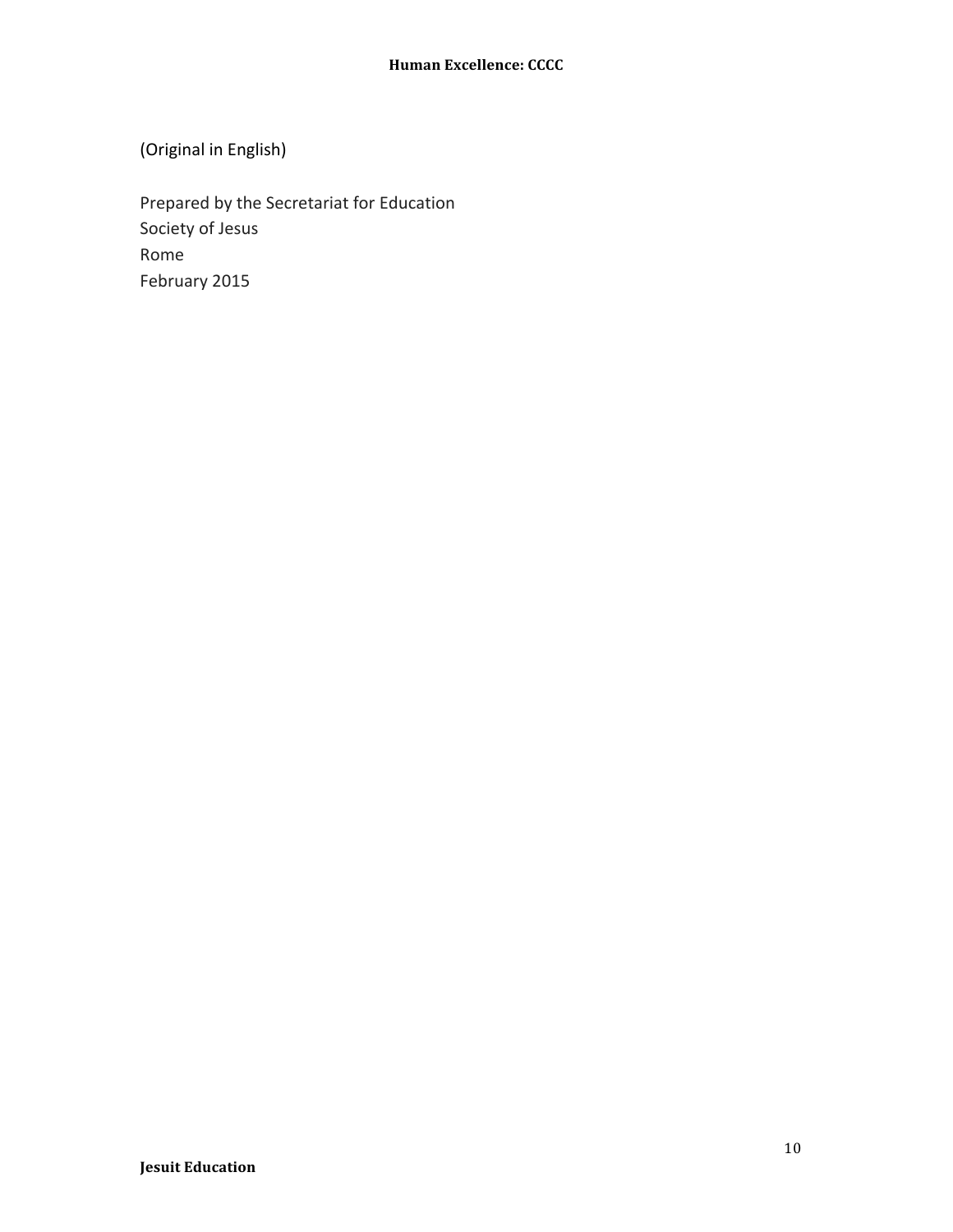(Original in English)

Prepared by the Secretariat for Education
Society of Jesus
Rome
February 2015